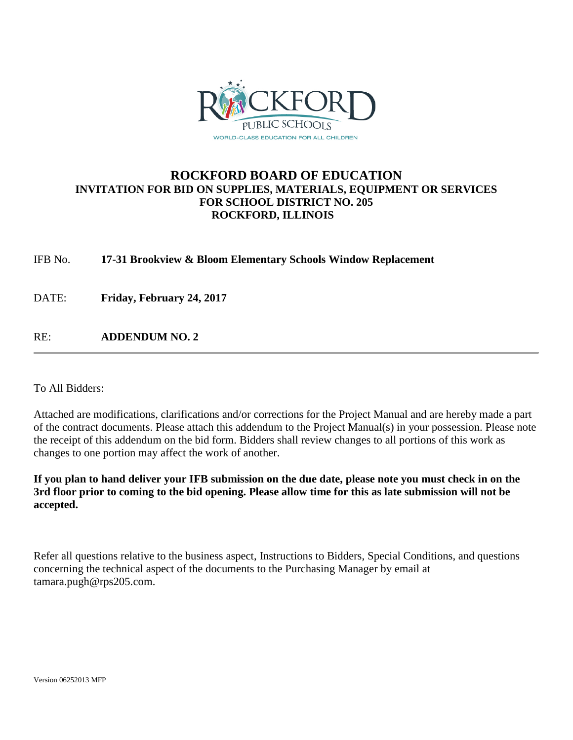ROCKFORD PUBLIC SCHOOLS
WORLD-CLASS EDUCATION FOR ALL CHILDREN

# ROCKFORD BOARD OF EDUCATION

## INVITATION FOR BID ON SUPPLIES, MATERIALS, EQUIPMENT OR SERVICES FOR SCHOOL DISTRICT NO. 205 ROCKFORD, ILLINOIS

IFB No. **17-31 Brookview & Bloom Elementary Schools Window Replacement**

DATE: **Friday, February 24, 2017**

RE: **ADDENDUM NO. 2**

---

To All Bidders:

Attached are modifications, clarifications and/or corrections for the Project Manual and are hereby made a part of the contract documents. Please attach this addendum to the Project Manual(s) in your possession. Please note the receipt of this addendum on the bid form. Bidders shall review changes to all portions of this work as changes to one portion may affect the work of another.

**If you plan to hand deliver your IFB submission on the due date, please note you must check in on the 3rd floor prior to coming to the bid opening. Please allow time for this as late submission will not be accepted.**

Refer all questions relative to the business aspect, Instructions to Bidders, Special Conditions, and questions concerning the technical aspect of the documents to the Purchasing Manager by email at tamara.pugh@rps205.com.

Version 06252013 MFP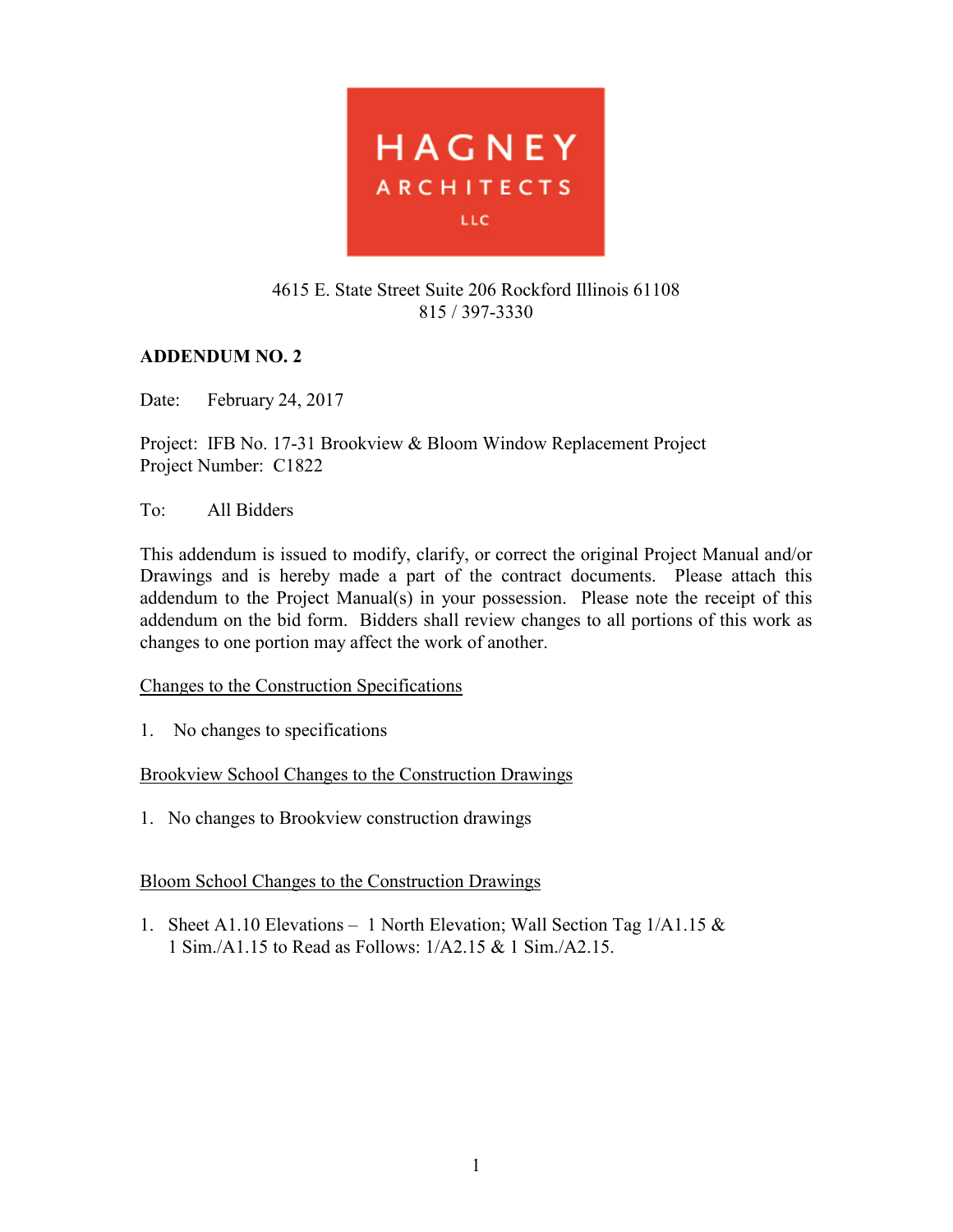HAGNEY
ARCHITECTS
LLC

4615 E. State Street Suite 206 Rockford Illinois 61108
815 / 397-3330

**ADDENDUM NO. 2**

Date: February 24, 2017

Project: IFB No. 17-31 Brookview & Bloom Window Replacement Project
Project Number: C1822

To: All Bidders

This addendum is issued to modify, clarify, or correct the original Project Manual and/or Drawings and is hereby made a part of the contract documents. Please attach this addendum to the Project Manual(s) in your possession. Please note the receipt of this addendum on the bid form. Bidders shall review changes to all portions of this work as changes to one portion may affect the work of another.

<u>Changes to the Construction Specifications</u>

1. No changes to specifications

<u>Brookview School Changes to the Construction Drawings</u>

1. No changes to Brookview construction drawings

<u>Bloom School Changes to the Construction Drawings</u>

1. Sheet A1.10 Elevations – 1 North Elevation; Wall Section Tag 1/A1.15 & 1 Sim./A1.15 to Read as Follows: 1/A2.15 & 1 Sim./A2.15.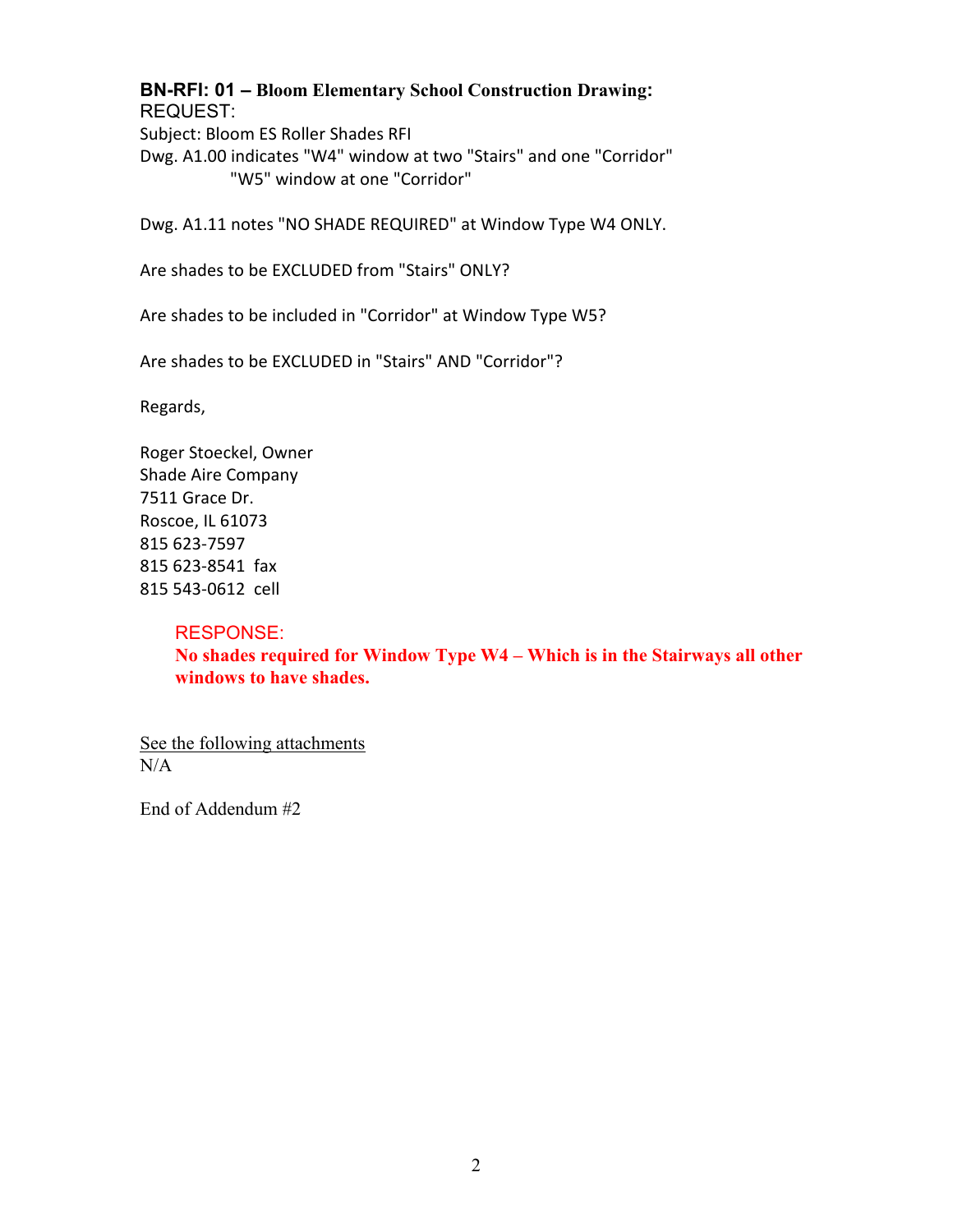**BN-RFI: 01 – Bloom Elementary School Construction Drawing:**

REQUEST:

Subject: Bloom ES Roller Shades RFI

Dwg. A1.00 indicates "W4" window at two "Stairs" and one "Corridor"
"W5" window at one "Corridor"

Dwg. A1.11 notes "NO SHADE REQUIRED" at Window Type W4 ONLY.

Are shades to be EXCLUDED from "Stairs" ONLY?

Are shades to be included in "Corridor" at Window Type W5?

Are shades to be EXCLUDED in "Stairs" AND "Corridor"?

Regards,

Roger Stoeckel, Owner
Shade Aire Company
7511 Grace Dr.
Roscoe, IL 61073
815 623-7597
815 623-8541 fax
815 543-0612 cell

RESPONSE:

**No shades required for Window Type W4 – Which is in the Stairways all other windows to have shades.**

See the following attachments
N/A

End of Addendum #2